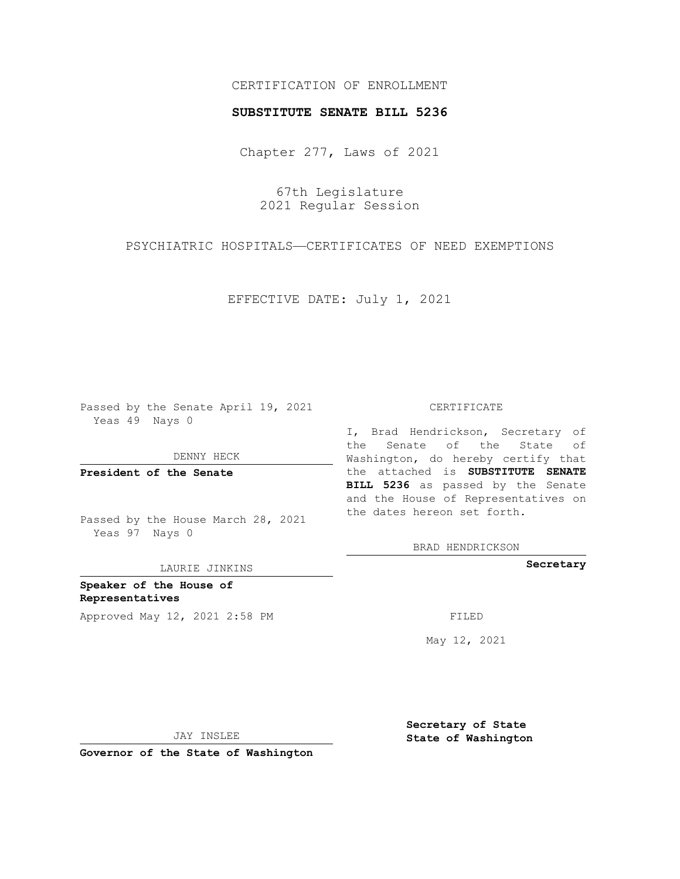CERTIFICATION OF ENROLLMENT

**SUBSTITUTE SENATE BILL 5236**

Chapter 277, Laws of 2021

67th Legislature
2021 Regular Session

PSYCHIATRIC HOSPITALS—CERTIFICATES OF NEED EXEMPTIONS

EFFECTIVE DATE: July 1, 2021

Passed by the Senate April 19, 2021
Yeas 49 Nays 0

DENNY HECK

**President of the Senate**

Passed by the House March 28, 2021
Yeas 97 Nays 0

LAURIE JINKINS

**Speaker of the House of Representatives**

Approved May 12, 2021 2:58 PM

JAY INSLEE

**Governor of the State of Washington**

CERTIFICATE

I, Brad Hendrickson, Secretary of the Senate of the State of Washington, do hereby certify that the attached is **SUBSTITUTE SENATE BILL 5236** as passed by the Senate and the House of Representatives on the dates hereon set forth.

BRAD HENDRICKSON

**Secretary**

FILED

May 12, 2021

**Secretary of State**
**State of Washington**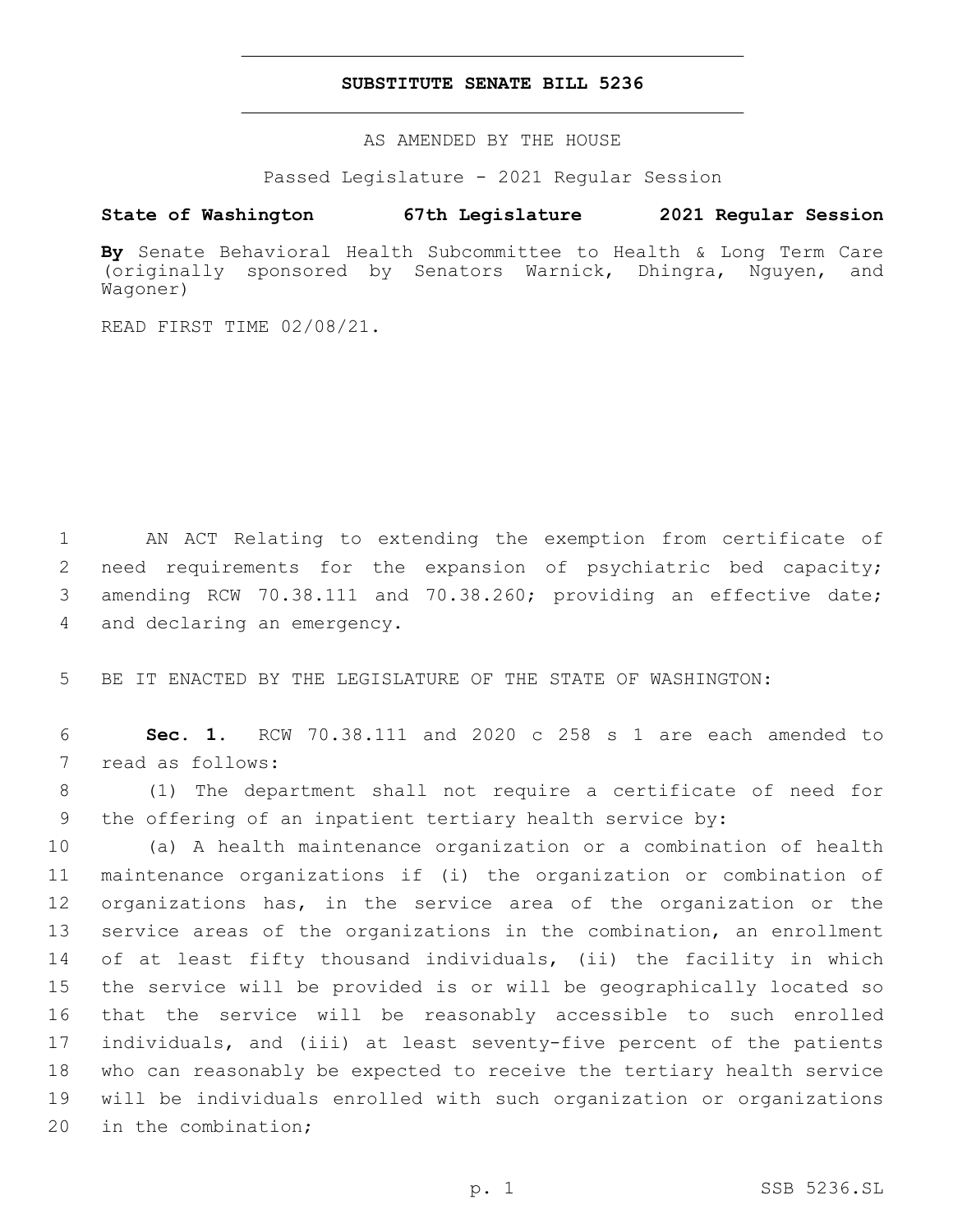# SUBSTITUTE SENATE BILL 5236

AS AMENDED BY THE HOUSE

Passed Legislature - 2021 Regular Session

**State of Washington 67th Legislature 2021 Regular Session**

**By** Senate Behavioral Health Subcommittee to Health & Long Term Care (originally sponsored by Senators Warnick, Dhingra, Nguyen, and Wagoner)

READ FIRST TIME 02/08/21.

1 AN ACT Relating to extending the exemption from certificate of
2 need requirements for the expansion of psychiatric bed capacity;
3 amending RCW 70.38.111 and 70.38.260; providing an effective date;
4 and declaring an emergency.

5 BE IT ENACTED BY THE LEGISLATURE OF THE STATE OF WASHINGTON:

6 **Sec. 1.** RCW 70.38.111 and 2020 c 258 s 1 are each amended to
7 read as follows:

8 (1) The department shall not require a certificate of need for
9 the offering of an inpatient tertiary health service by:

10 (a) A health maintenance organization or a combination of health
11 maintenance organizations if (i) the organization or combination of
12 organizations has, in the service area of the organization or the
13 service areas of the organizations in the combination, an enrollment
14 of at least fifty thousand individuals, (ii) the facility in which
15 the service will be provided is or will be geographically located so
16 that the service will be reasonably accessible to such enrolled
17 individuals, and (iii) at least seventy-five percent of the patients
18 who can reasonably be expected to receive the tertiary health service
19 will be individuals enrolled with such organization or organizations
20 in the combination;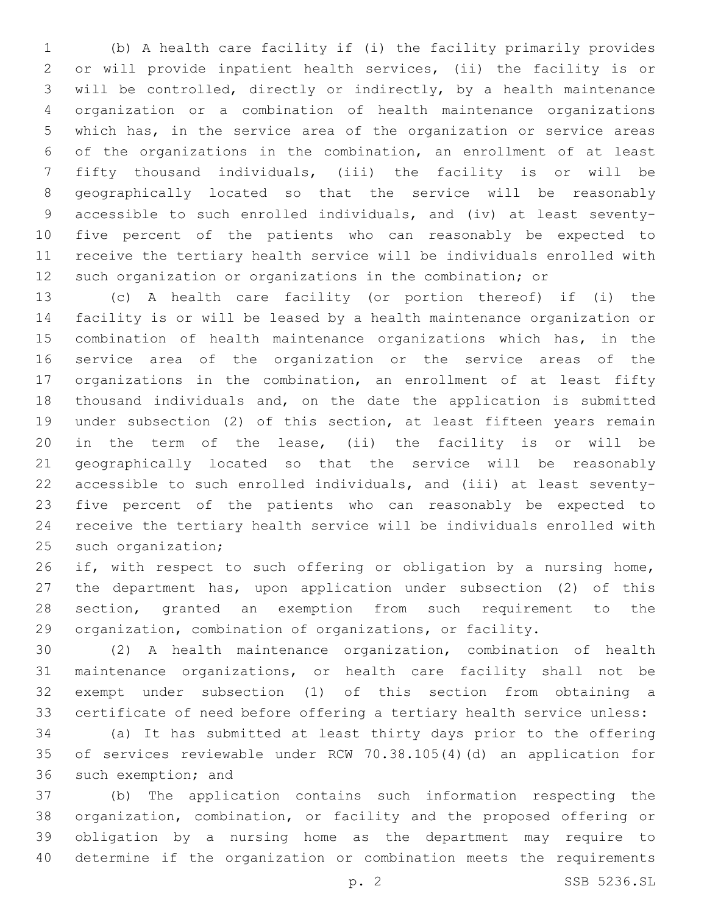(b) A health care facility if (i) the facility primarily provides or will provide inpatient health services, (ii) the facility is or will be controlled, directly or indirectly, by a health maintenance organization or a combination of health maintenance organizations which has, in the service area of the organization or service areas of the organizations in the combination, an enrollment of at least fifty thousand individuals, (iii) the facility is or will be geographically located so that the service will be reasonably accessible to such enrolled individuals, and (iv) at least seventy-five percent of the patients who can reasonably be expected to receive the tertiary health service will be individuals enrolled with such organization or organizations in the combination; or

(c) A health care facility (or portion thereof) if (i) the facility is or will be leased by a health maintenance organization or combination of health maintenance organizations which has, in the service area of the organization or the service areas of the organizations in the combination, an enrollment of at least fifty thousand individuals and, on the date the application is submitted under subsection (2) of this section, at least fifteen years remain in the term of the lease, (ii) the facility is or will be geographically located so that the service will be reasonably accessible to such enrolled individuals, and (iii) at least seventy-five percent of the patients who can reasonably be expected to receive the tertiary health service will be individuals enrolled with such organization;

if, with respect to such offering or obligation by a nursing home, the department has, upon application under subsection (2) of this section, granted an exemption from such requirement to the organization, combination of organizations, or facility.

(2) A health maintenance organization, combination of health maintenance organizations, or health care facility shall not be exempt under subsection (1) of this section from obtaining a certificate of need before offering a tertiary health service unless:

(a) It has submitted at least thirty days prior to the offering of services reviewable under RCW 70.38.105(4)(d) an application for such exemption; and

(b) The application contains such information respecting the organization, combination, or facility and the proposed offering or obligation by a nursing home as the department may require to determine if the organization or combination meets the requirements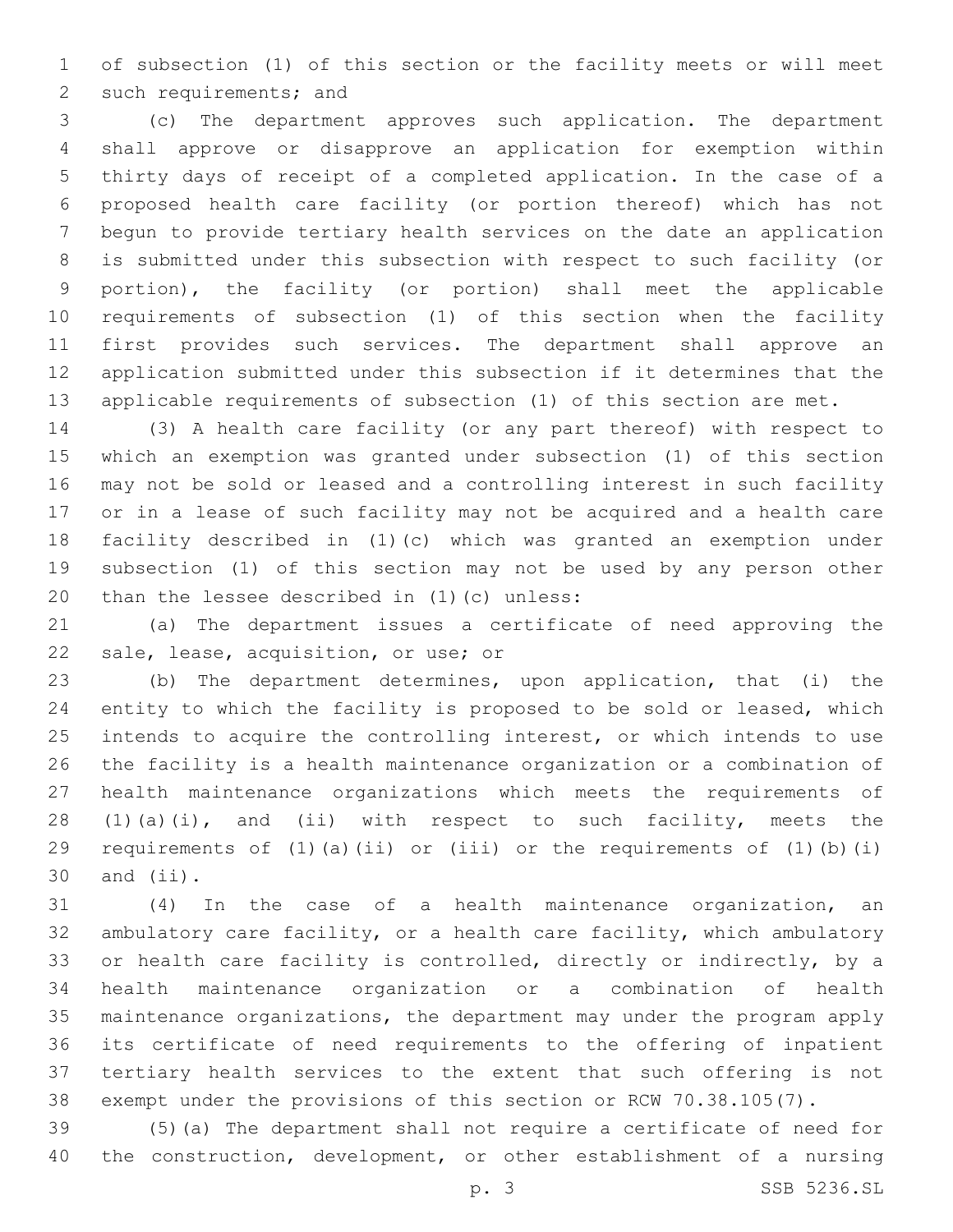of subsection (1) of this section or the facility meets or will meet such requirements; and

(c) The department approves such application. The department shall approve or disapprove an application for exemption within thirty days of receipt of a completed application. In the case of a proposed health care facility (or portion thereof) which has not begun to provide tertiary health services on the date an application is submitted under this subsection with respect to such facility (or portion), the facility (or portion) shall meet the applicable requirements of subsection (1) of this section when the facility first provides such services. The department shall approve an application submitted under this subsection if it determines that the applicable requirements of subsection (1) of this section are met.

(3) A health care facility (or any part thereof) with respect to which an exemption was granted under subsection (1) of this section may not be sold or leased and a controlling interest in such facility or in a lease of such facility may not be acquired and a health care facility described in (1)(c) which was granted an exemption under subsection (1) of this section may not be used by any person other than the lessee described in (1)(c) unless:

(a) The department issues a certificate of need approving the sale, lease, acquisition, or use; or

(b) The department determines, upon application, that (i) the entity to which the facility is proposed to be sold or leased, which intends to acquire the controlling interest, or which intends to use the facility is a health maintenance organization or a combination of health maintenance organizations which meets the requirements of (1)(a)(i), and (ii) with respect to such facility, meets the requirements of (1)(a)(ii) or (iii) or the requirements of (1)(b)(i) and (ii).

(4) In the case of a health maintenance organization, an ambulatory care facility, or a health care facility, which ambulatory or health care facility is controlled, directly or indirectly, by a health maintenance organization or a combination of health maintenance organizations, the department may under the program apply its certificate of need requirements to the offering of inpatient tertiary health services to the extent that such offering is not exempt under the provisions of this section or RCW 70.38.105(7).

(5)(a) The department shall not require a certificate of need for the construction, development, or other establishment of a nursing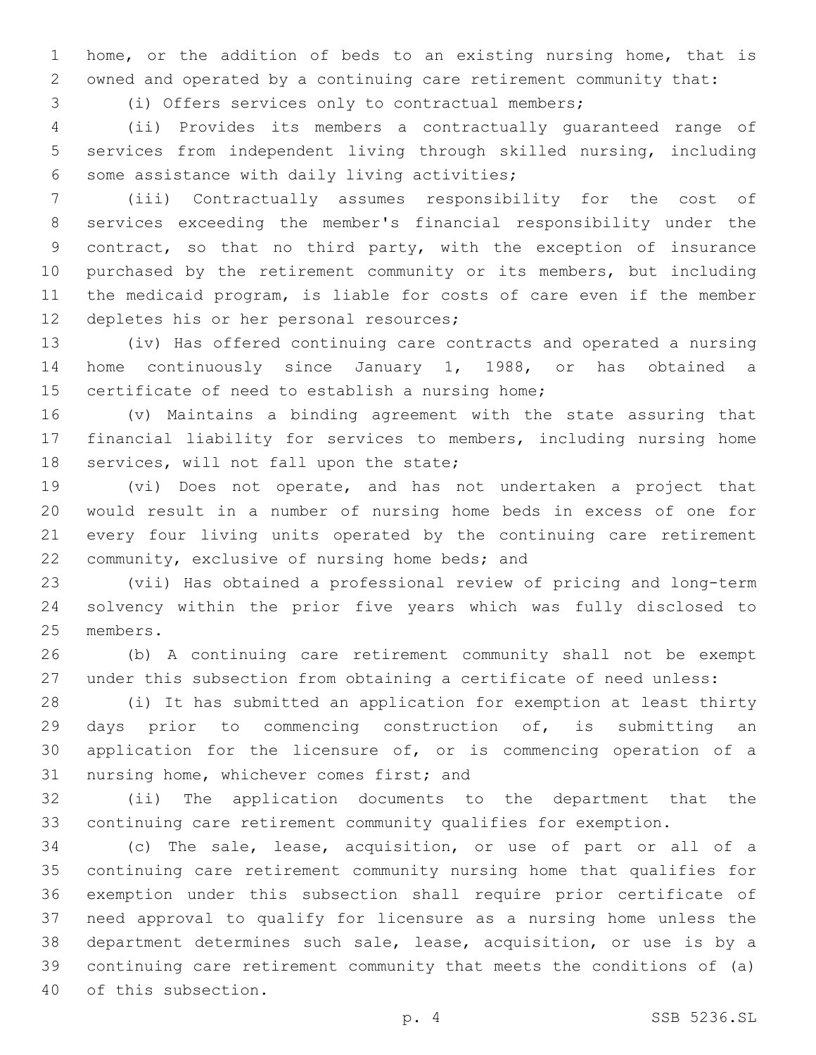home, or the addition of beds to an existing nursing home, that is owned and operated by a continuing care retirement community that:

(i) Offers services only to contractual members;

(ii) Provides its members a contractually guaranteed range of services from independent living through skilled nursing, including some assistance with daily living activities;

(iii) Contractually assumes responsibility for the cost of services exceeding the member's financial responsibility under the contract, so that no third party, with the exception of insurance purchased by the retirement community or its members, but including the medicaid program, is liable for costs of care even if the member depletes his or her personal resources;

(iv) Has offered continuing care contracts and operated a nursing home continuously since January 1, 1988, or has obtained a certificate of need to establish a nursing home;

(v) Maintains a binding agreement with the state assuring that financial liability for services to members, including nursing home services, will not fall upon the state;

(vi) Does not operate, and has not undertaken a project that would result in a number of nursing home beds in excess of one for every four living units operated by the continuing care retirement community, exclusive of nursing home beds; and

(vii) Has obtained a professional review of pricing and long-term solvency within the prior five years which was fully disclosed to members.

(b) A continuing care retirement community shall not be exempt under this subsection from obtaining a certificate of need unless:

(i) It has submitted an application for exemption at least thirty days prior to commencing construction of, is submitting an application for the licensure of, or is commencing operation of a nursing home, whichever comes first; and

(ii) The application documents to the department that the continuing care retirement community qualifies for exemption.

(c) The sale, lease, acquisition, or use of part or all of a continuing care retirement community nursing home that qualifies for exemption under this subsection shall require prior certificate of need approval to qualify for licensure as a nursing home unless the department determines such sale, lease, acquisition, or use is by a continuing care retirement community that meets the conditions of (a) of this subsection.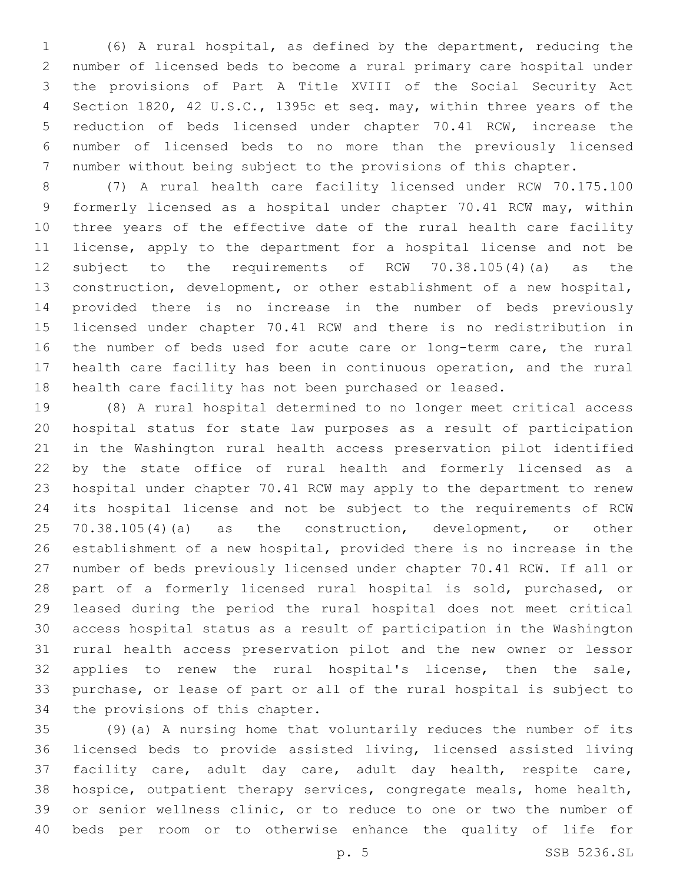(6) A rural hospital, as defined by the department, reducing the number of licensed beds to become a rural primary care hospital under the provisions of Part A Title XVIII of the Social Security Act Section 1820, 42 U.S.C., 1395c et seq. may, within three years of the reduction of beds licensed under chapter 70.41 RCW, increase the number of licensed beds to no more than the previously licensed number without being subject to the provisions of this chapter.

(7) A rural health care facility licensed under RCW 70.175.100 formerly licensed as a hospital under chapter 70.41 RCW may, within three years of the effective date of the rural health care facility license, apply to the department for a hospital license and not be subject to the requirements of RCW 70.38.105(4)(a) as the construction, development, or other establishment of a new hospital, provided there is no increase in the number of beds previously licensed under chapter 70.41 RCW and there is no redistribution in the number of beds used for acute care or long-term care, the rural health care facility has been in continuous operation, and the rural health care facility has not been purchased or leased.

(8) A rural hospital determined to no longer meet critical access hospital status for state law purposes as a result of participation in the Washington rural health access preservation pilot identified by the state office of rural health and formerly licensed as a hospital under chapter 70.41 RCW may apply to the department to renew its hospital license and not be subject to the requirements of RCW 70.38.105(4)(a) as the construction, development, or other establishment of a new hospital, provided there is no increase in the number of beds previously licensed under chapter 70.41 RCW. If all or part of a formerly licensed rural hospital is sold, purchased, or leased during the period the rural hospital does not meet critical access hospital status as a result of participation in the Washington rural health access preservation pilot and the new owner or lessor applies to renew the rural hospital's license, then the sale, purchase, or lease of part or all of the rural hospital is subject to the provisions of this chapter.

(9)(a) A nursing home that voluntarily reduces the number of its licensed beds to provide assisted living, licensed assisted living facility care, adult day care, adult day health, respite care, hospice, outpatient therapy services, congregate meals, home health, or senior wellness clinic, or to reduce to one or two the number of beds per room or to otherwise enhance the quality of life for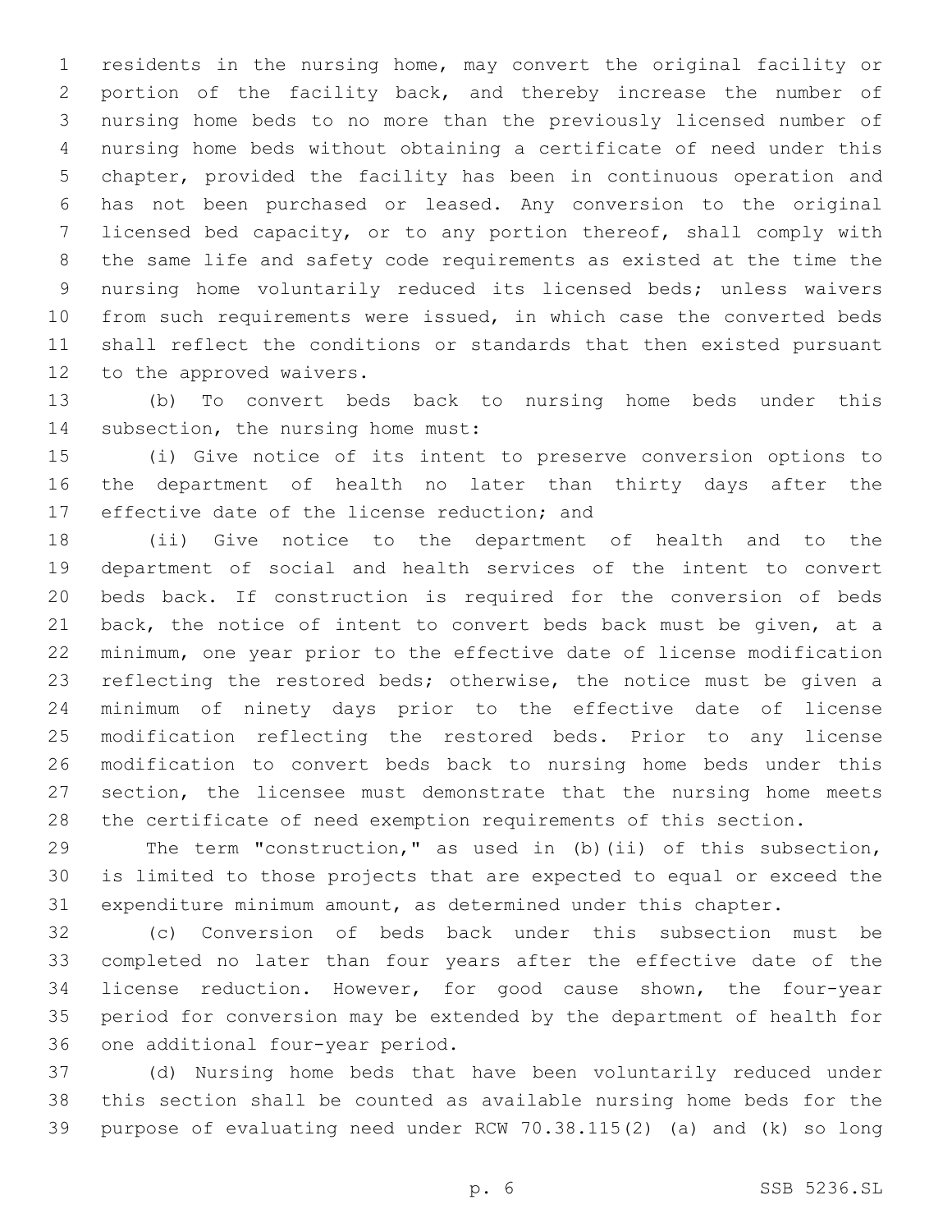residents in the nursing home, may convert the original facility or portion of the facility back, and thereby increase the number of nursing home beds to no more than the previously licensed number of nursing home beds without obtaining a certificate of need under this chapter, provided the facility has been in continuous operation and has not been purchased or leased. Any conversion to the original licensed bed capacity, or to any portion thereof, shall comply with the same life and safety code requirements as existed at the time the nursing home voluntarily reduced its licensed beds; unless waivers from such requirements were issued, in which case the converted beds shall reflect the conditions or standards that then existed pursuant to the approved waivers.

(b) To convert beds back to nursing home beds under this subsection, the nursing home must:

(i) Give notice of its intent to preserve conversion options to the department of health no later than thirty days after the effective date of the license reduction; and

(ii) Give notice to the department of health and to the department of social and health services of the intent to convert beds back. If construction is required for the conversion of beds back, the notice of intent to convert beds back must be given, at a minimum, one year prior to the effective date of license modification reflecting the restored beds; otherwise, the notice must be given a minimum of ninety days prior to the effective date of license modification reflecting the restored beds. Prior to any license modification to convert beds back to nursing home beds under this section, the licensee must demonstrate that the nursing home meets the certificate of need exemption requirements of this section.

The term "construction," as used in (b)(ii) of this subsection, is limited to those projects that are expected to equal or exceed the expenditure minimum amount, as determined under this chapter.

(c) Conversion of beds back under this subsection must be completed no later than four years after the effective date of the license reduction. However, for good cause shown, the four-year period for conversion may be extended by the department of health for one additional four-year period.

(d) Nursing home beds that have been voluntarily reduced under this section shall be counted as available nursing home beds for the purpose of evaluating need under RCW 70.38.115(2) (a) and (k) so long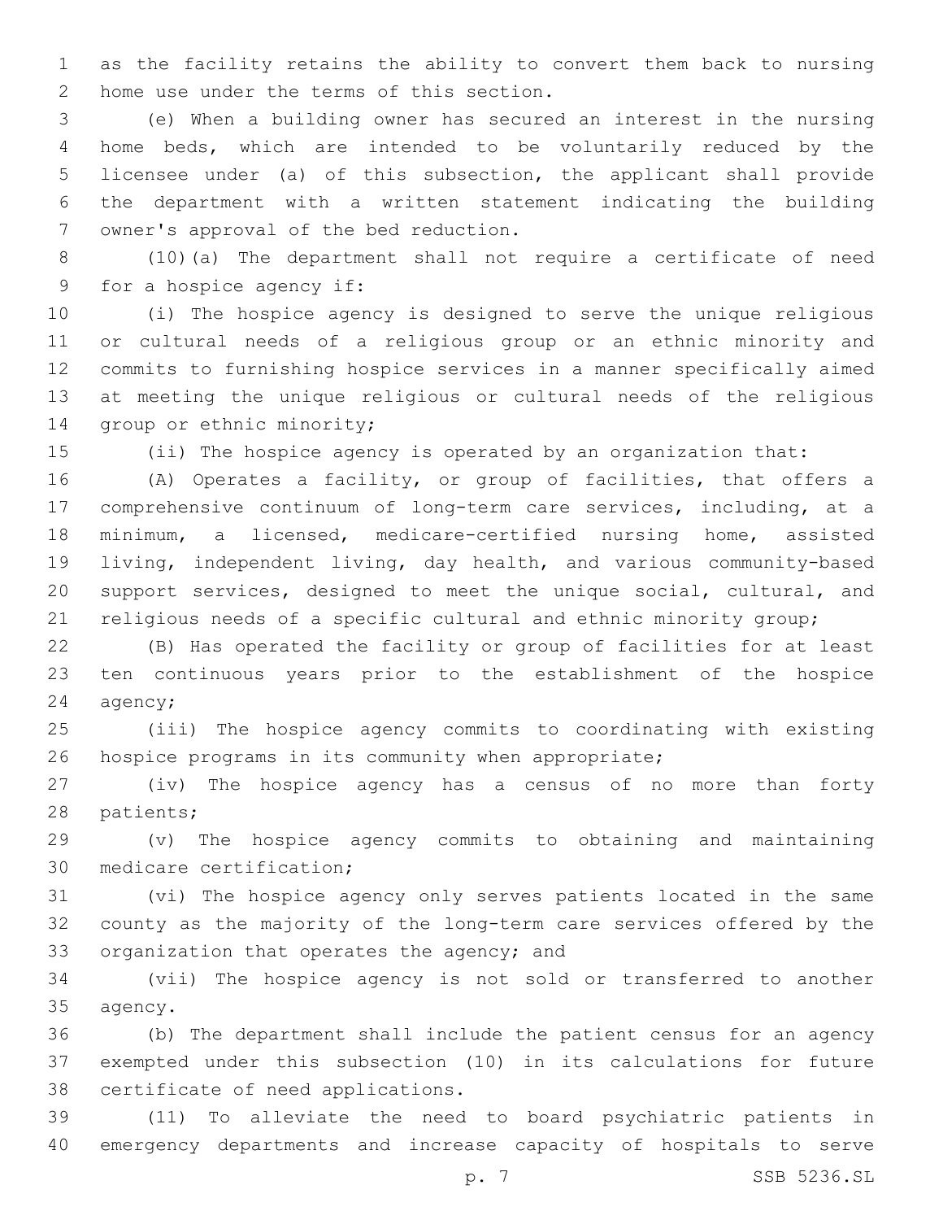as the facility retains the ability to convert them back to nursing home use under the terms of this section.

(e) When a building owner has secured an interest in the nursing home beds, which are intended to be voluntarily reduced by the licensee under (a) of this subsection, the applicant shall provide the department with a written statement indicating the building owner's approval of the bed reduction.

(10)(a) The department shall not require a certificate of need for a hospice agency if:

(i) The hospice agency is designed to serve the unique religious or cultural needs of a religious group or an ethnic minority and commits to furnishing hospice services in a manner specifically aimed at meeting the unique religious or cultural needs of the religious group or ethnic minority;

(ii) The hospice agency is operated by an organization that:

(A) Operates a facility, or group of facilities, that offers a comprehensive continuum of long-term care services, including, at a minimum, a licensed, medicare-certified nursing home, assisted living, independent living, day health, and various community-based support services, designed to meet the unique social, cultural, and religious needs of a specific cultural and ethnic minority group;

(B) Has operated the facility or group of facilities for at least ten continuous years prior to the establishment of the hospice agency;

(iii) The hospice agency commits to coordinating with existing hospice programs in its community when appropriate;

(iv) The hospice agency has a census of no more than forty patients;

(v) The hospice agency commits to obtaining and maintaining medicare certification;

(vi) The hospice agency only serves patients located in the same county as the majority of the long-term care services offered by the organization that operates the agency; and

(vii) The hospice agency is not sold or transferred to another agency.

(b) The department shall include the patient census for an agency exempted under this subsection (10) in its calculations for future certificate of need applications.

(11) To alleviate the need to board psychiatric patients in emergency departments and increase capacity of hospitals to serve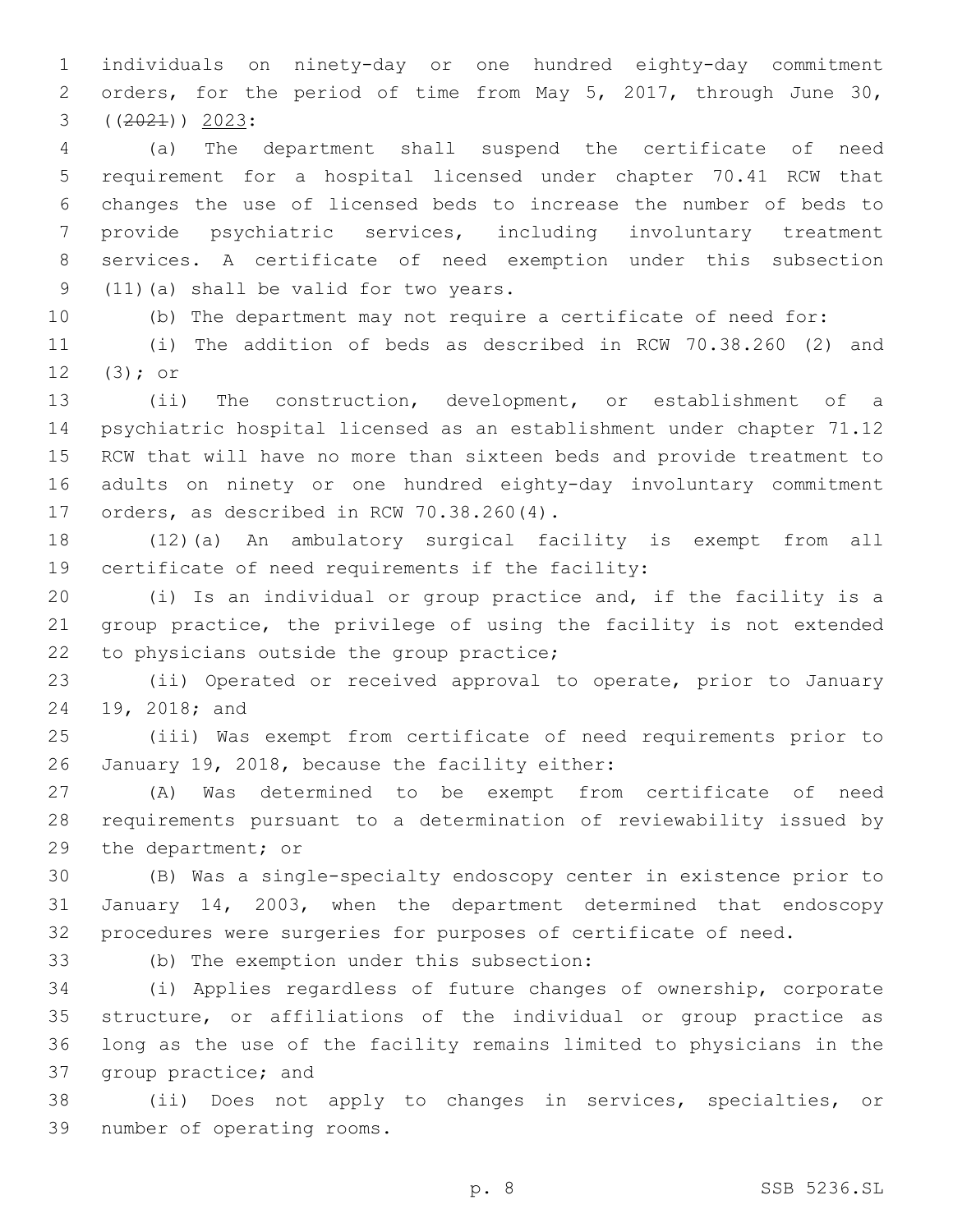individuals on ninety-day or one hundred eighty-day commitment orders, for the period of time from May 5, 2017, through June 30, ((~~2021~~)) 2023:

(a) The department shall suspend the certificate of need requirement for a hospital licensed under chapter 70.41 RCW that changes the use of licensed beds to increase the number of beds to provide psychiatric services, including involuntary treatment services. A certificate of need exemption under this subsection (11)(a) shall be valid for two years.

(b) The department may not require a certificate of need for:

(i) The addition of beds as described in RCW 70.38.260 (2) and (3); or

(ii) The construction, development, or establishment of a psychiatric hospital licensed as an establishment under chapter 71.12 RCW that will have no more than sixteen beds and provide treatment to adults on ninety or one hundred eighty-day involuntary commitment orders, as described in RCW 70.38.260(4).

(12)(a) An ambulatory surgical facility is exempt from all certificate of need requirements if the facility:

(i) Is an individual or group practice and, if the facility is a group practice, the privilege of using the facility is not extended to physicians outside the group practice;

(ii) Operated or received approval to operate, prior to January 19, 2018; and

(iii) Was exempt from certificate of need requirements prior to January 19, 2018, because the facility either:

(A) Was determined to be exempt from certificate of need requirements pursuant to a determination of reviewability issued by the department; or

(B) Was a single-specialty endoscopy center in existence prior to January 14, 2003, when the department determined that endoscopy procedures were surgeries for purposes of certificate of need.

(b) The exemption under this subsection:

(i) Applies regardless of future changes of ownership, corporate structure, or affiliations of the individual or group practice as long as the use of the facility remains limited to physicians in the group practice; and

(ii) Does not apply to changes in services, specialties, or number of operating rooms.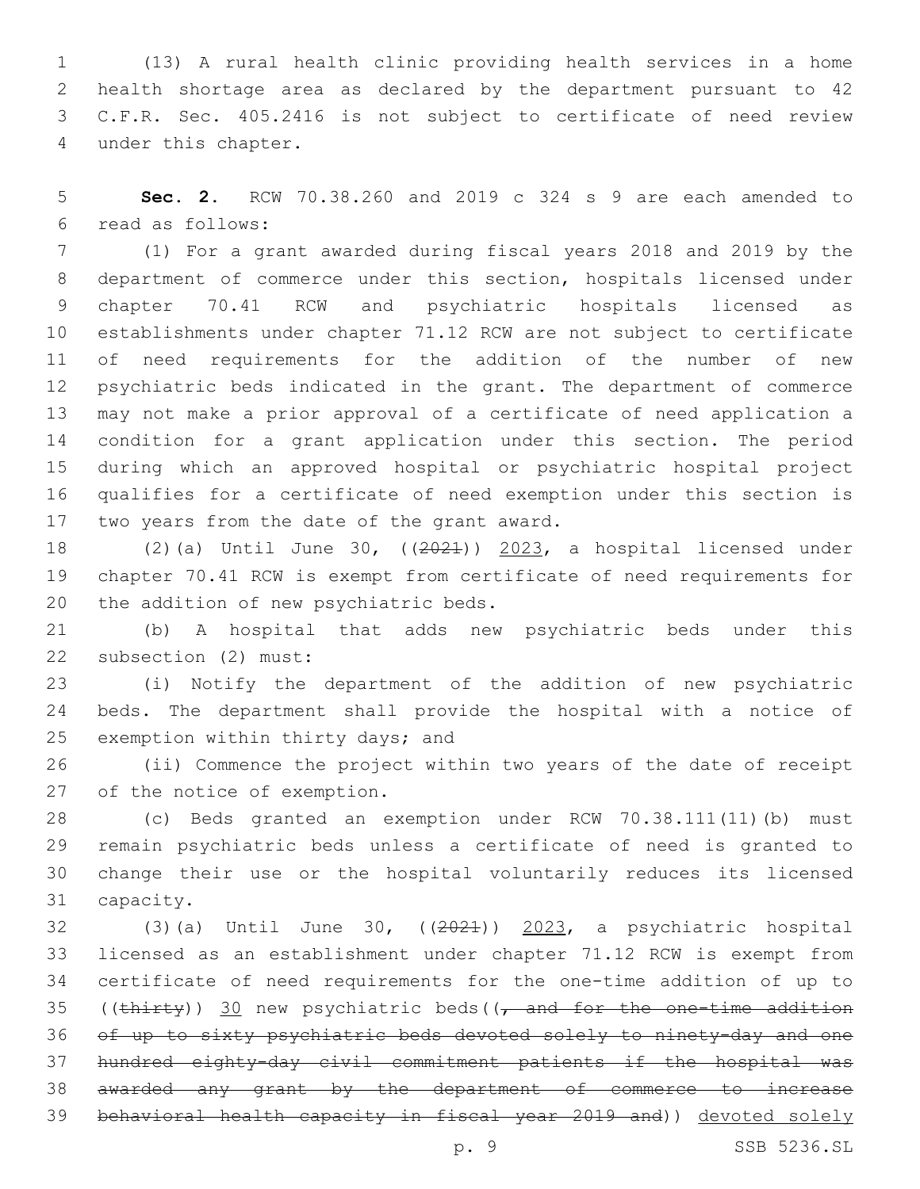(13) A rural health clinic providing health services in a home health shortage area as declared by the department pursuant to 42 C.F.R. Sec. 405.2416 is not subject to certificate of need review under this chapter.

**Sec. 2.** RCW 70.38.260 and 2019 c 324 s 9 are each amended to read as follows:

(1) For a grant awarded during fiscal years 2018 and 2019 by the department of commerce under this section, hospitals licensed under chapter 70.41 RCW and psychiatric hospitals licensed as establishments under chapter 71.12 RCW are not subject to certificate of need requirements for the addition of the number of new psychiatric beds indicated in the grant. The department of commerce may not make a prior approval of a certificate of need application a condition for a grant application under this section. The period during which an approved hospital or psychiatric hospital project qualifies for a certificate of need exemption under this section is two years from the date of the grant award.

(2)(a) Until June 30, ((~~2021~~)) 2023, a hospital licensed under chapter 70.41 RCW is exempt from certificate of need requirements for the addition of new psychiatric beds.

(b) A hospital that adds new psychiatric beds under this subsection (2) must:

(i) Notify the department of the addition of new psychiatric beds. The department shall provide the hospital with a notice of exemption within thirty days; and

(ii) Commence the project within two years of the date of receipt of the notice of exemption.

(c) Beds granted an exemption under RCW 70.38.111(11)(b) must remain psychiatric beds unless a certificate of need is granted to change their use or the hospital voluntarily reduces its licensed capacity.

(3)(a) Until June 30, ((~~2021~~)) 2023, a psychiatric hospital licensed as an establishment under chapter 71.12 RCW is exempt from certificate of need requirements for the one-time addition of up to ((~~thirty~~)) 30 new psychiatric beds((~~, and for the one-time addition of up to sixty psychiatric beds devoted solely to ninety-day and one hundred eighty-day civil commitment patients if the hospital was awarded any grant by the department of commerce to increase behavioral health capacity in fiscal year 2019 and~~)) devoted solely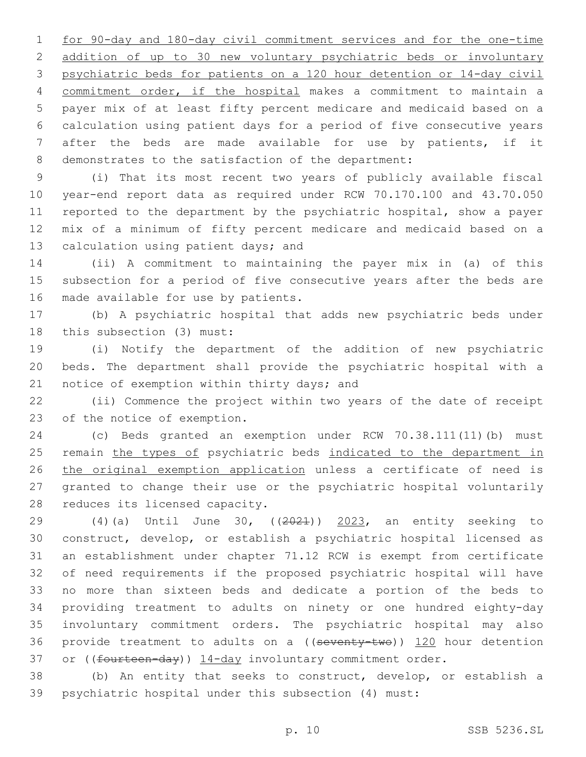for 90-day and 180-day civil commitment services and for the one-time addition of up to 30 new voluntary psychiatric beds or involuntary psychiatric beds for patients on a 120 hour detention or 14-day civil commitment order, if the hospital makes a commitment to maintain a payer mix of at least fifty percent medicare and medicaid based on a calculation using patient days for a period of five consecutive years after the beds are made available for use by patients, if it demonstrates to the satisfaction of the department:

(i) That its most recent two years of publicly available fiscal year-end report data as required under RCW 70.170.100 and 43.70.050 reported to the department by the psychiatric hospital, show a payer mix of a minimum of fifty percent medicare and medicaid based on a calculation using patient days; and

(ii) A commitment to maintaining the payer mix in (a) of this subsection for a period of five consecutive years after the beds are made available for use by patients.

(b) A psychiatric hospital that adds new psychiatric beds under this subsection (3) must:

(i) Notify the department of the addition of new psychiatric beds. The department shall provide the psychiatric hospital with a notice of exemption within thirty days; and

(ii) Commence the project within two years of the date of receipt of the notice of exemption.

(c) Beds granted an exemption under RCW 70.38.111(11)(b) must remain the types of psychiatric beds indicated to the department in the original exemption application unless a certificate of need is granted to change their use or the psychiatric hospital voluntarily reduces its licensed capacity.

(4)(a) Until June 30, ((~~2021~~)) 2023, an entity seeking to construct, develop, or establish a psychiatric hospital licensed as an establishment under chapter 71.12 RCW is exempt from certificate of need requirements if the proposed psychiatric hospital will have no more than sixteen beds and dedicate a portion of the beds to providing treatment to adults on ninety or one hundred eighty-day involuntary commitment orders. The psychiatric hospital may also provide treatment to adults on a ((~~seventy-two~~)) 120 hour detention or ((~~fourteen-day~~)) 14-day involuntary commitment order.

(b) An entity that seeks to construct, develop, or establish a psychiatric hospital under this subsection (4) must: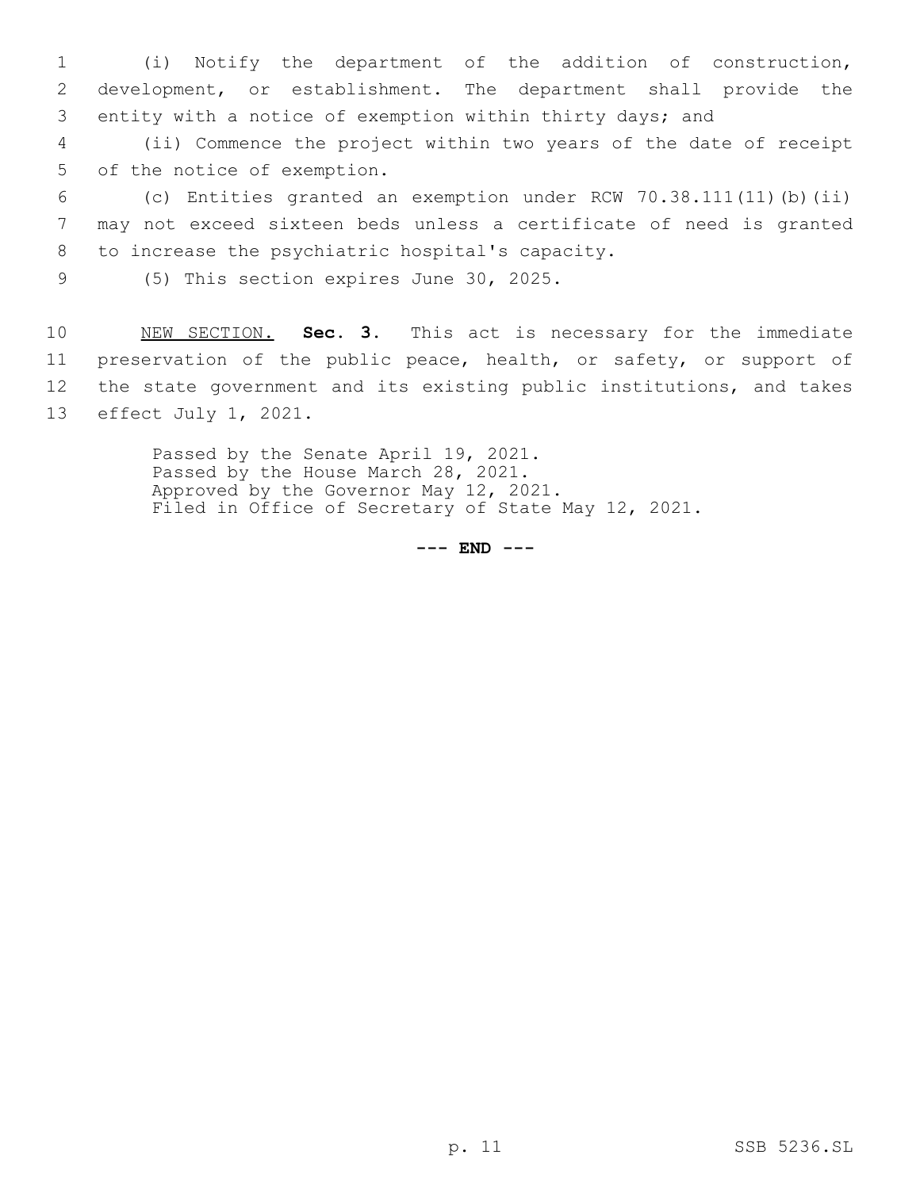(i) Notify the department of the addition of construction, development, or establishment. The department shall provide the entity with a notice of exemption within thirty days; and

(ii) Commence the project within two years of the date of receipt of the notice of exemption.

(c) Entities granted an exemption under RCW 70.38.111(11)(b)(ii) may not exceed sixteen beds unless a certificate of need is granted to increase the psychiatric hospital's capacity.

(5) This section expires June 30, 2025.

NEW SECTION. **Sec. 3.** This act is necessary for the immediate preservation of the public peace, health, or safety, or support of the state government and its existing public institutions, and takes effect July 1, 2021.

Passed by the Senate April 19, 2021.
Passed by the House March 28, 2021.
Approved by the Governor May 12, 2021.
Filed in Office of Secretary of State May 12, 2021.

**--- END ---**